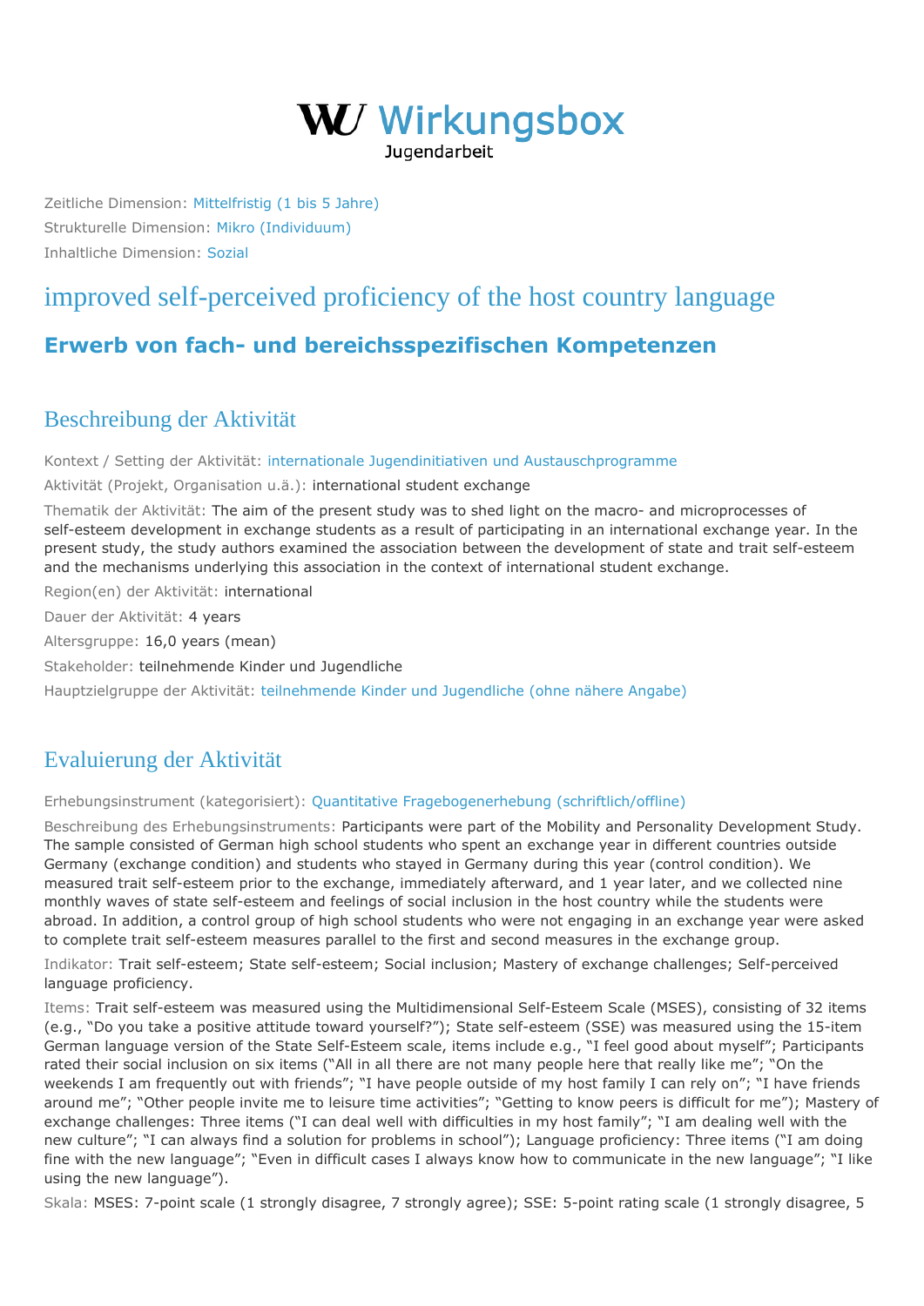# WU Wirkungsbox Jugendarbeit

Zeitliche Dimension: Mittelfristig (1 bis 5 Jahre)

Strukturelle Dimension: Mikro (Individuum)

Inhaltliche Dimension: Sozial

# improved self-perceived proficiency of the host country language

## Erwerb von fach- und bereichsspezifischen Kompetenzen

## Beschreibung der Aktivität

Kontext / Setting der Aktivität: internationale Jugendinitiativen und Austauschprogramme

Aktivität (Projekt, Organisation u.ä.): international student exchange

Thematik der Aktivität: The aim of the present study was to shed light on the macro- and microprocesses of self-esteem development in exchange students as a result of participating in an international exchange year. In the present study, the study authors examined the association between the development of state and trait self-esteem and the mechanisms underlying this association in the context of international student exchange.

Region(en) der Aktivität: international

Dauer der Aktivität: 4 years

Altersgruppe: 16,0 years (mean)

Stakeholder: teilnehmende Kinder und Jugendliche

Hauptzielgruppe der Aktivität: teilnehmende Kinder und Jugendliche (ohne nähere Angabe)

## Evaluierung der Aktivität

Erhebungsinstrument (kategorisiert): Quantitative Fragebogenerhebung (schriftlich/offline)

Beschreibung des Erhebungsinstruments: Participants were part of the Mobility and Personality Development Study. The sample consisted of German high school students who spent an exchange year in different countries outside Germany (exchange condition) and students who stayed in Germany during this year (control condition). We measured trait self-esteem prior to the exchange, immediately afterward, and 1 year later, and we collected nine monthly waves of state self-esteem and feelings of social inclusion in the host country while the students were abroad. In addition, a control group of high school students who were not engaging in an exchange year were asked to complete trait self-esteem measures parallel to the first and second measures in the exchange group.

Indikator: Trait self-esteem; State self-esteem; Social inclusion; Mastery of exchange challenges; Self-perceived language proficiency.

Items: Trait self-esteem was measured using the Multidimensional Self-Esteem Scale (MSES), consisting of 32 items (e.g., "Do you take a positive attitude toward yourself?"); State self-esteem (SSE) was measured using the 15-item German language version of the State Self-Esteem scale, items include e.g., "I feel good about myself"; Participants rated their social inclusion on six items ("All in all there are not many people here that really like me"; "On the weekends I am frequently out with friends"; "I have people outside of my host family I can rely on"; "I have friends around me"; "Other people invite me to leisure time activities"; "Getting to know peers is difficult for me"); Mastery of exchange challenges: Three items ("I can deal well with difficulties in my host family"; "I am dealing well with the new culture"; "I can always find a solution for problems in school"); Language proficiency: Three items ("I am doing fine with the new language"; "Even in difficult cases I always know how to communicate in the new language"; "I like using the new language").

Skala: MSES: 7-point scale (1 strongly disagree, 7 strongly agree); SSE: 5-point rating scale (1 strongly disagree, 5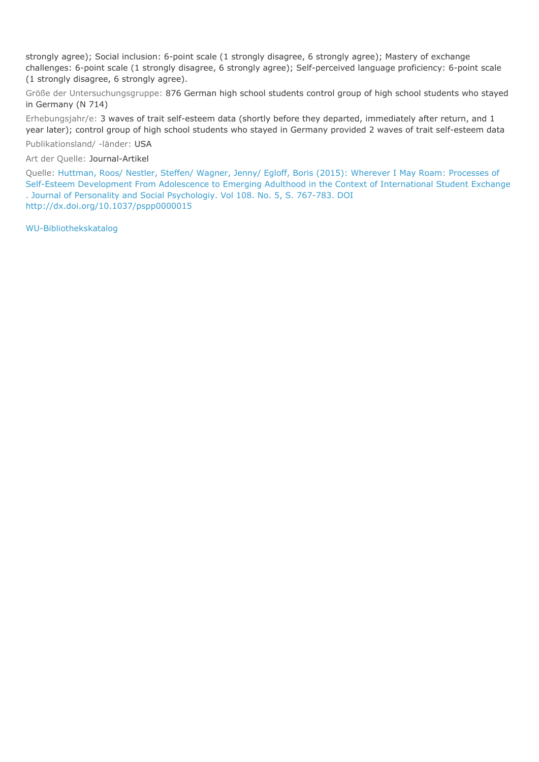strongly agree); Social inclusion: 6-point scale (1 strongly disagree, 6 strongly agree); Mastery of exchange challenges: 6-point scale (1 strongly disagree, 6 strongly agree); Self-perceived language proficiency: 6-point scale (1 strongly disagree, 6 strongly agree).

Größe der Untersuchungsgruppe: 876 German high school students control group of high school students who stayed in Germany (N 714)

Erhebungsjahr/e: 3 waves of trait self-esteem data (shortly before they departed, immediately after return, and 1 year later); control group of high school students who stayed in Germany provided 2 waves of trait self-esteem data

Publikationsland/ -länder: USA

Art der Quelle: Journal-Artikel

Quelle: Huttman, Roos/ Nestler, Steffen/ Wagner, Jenny/ Egloff, Boris (2015): Wherever I May Roam: Processes of Self-Esteem Development From Adolescence to Emerging Adulthood in the Context of International Student Exchange . Journal of Personality and Social Psychologiy. Vol 108. No. 5, S. 767-783. DOI http://dx.doi.org/10.1037/pspp0000015

WU-Bibliothekskatalog